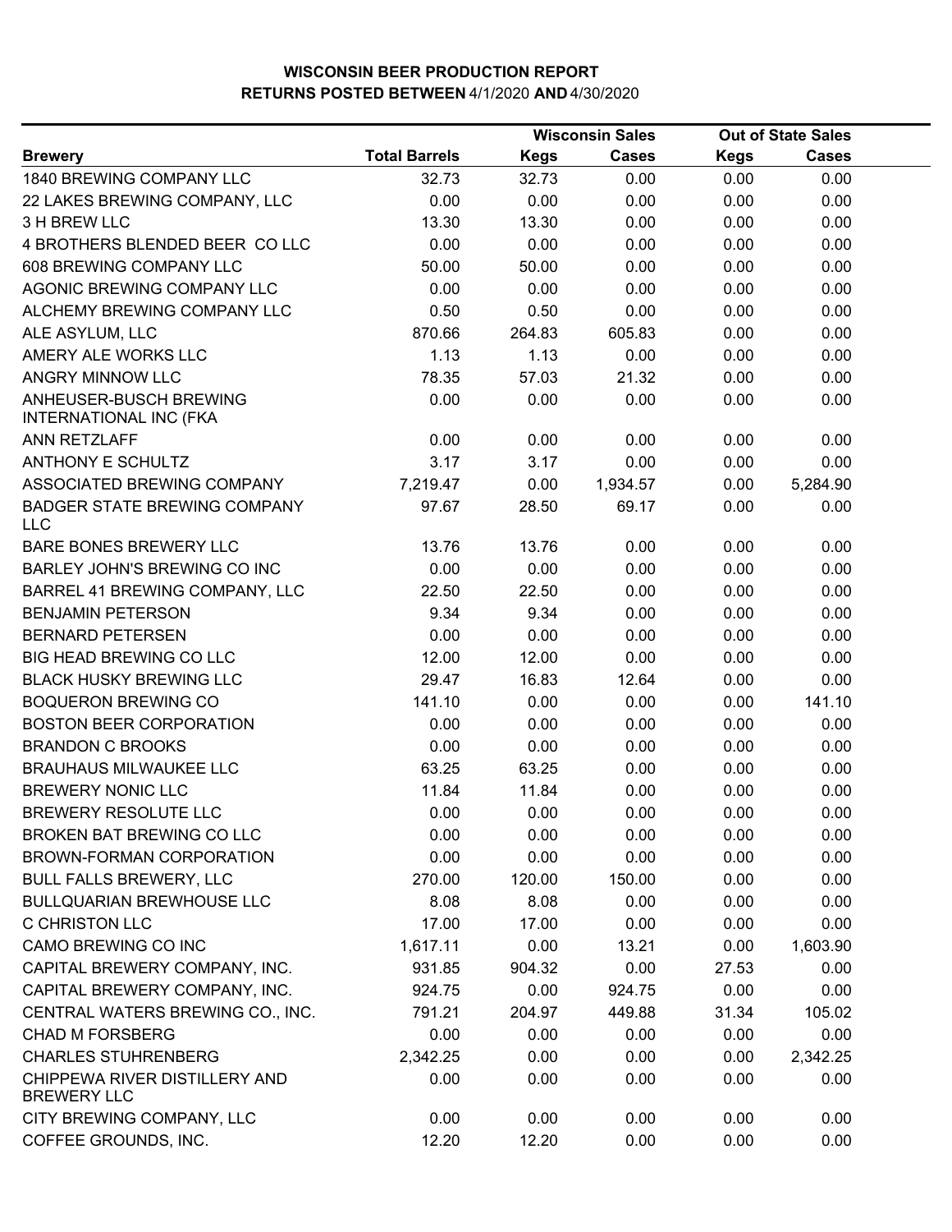# WISCONSIN BEER PRODUCTION REPORT

## RETURNS POSTED BETWEEN 4/1/2020 AND 4/30/2020

| | | Wisconsin Sales | | Out of State Sales | |
|---|---|---|---|---|---|
| **Brewery** | **Total Barrels** | **Kegs** | **Cases** | **Kegs** | **Cases** |
| 1840 BREWING COMPANY LLC | 32.73 | 32.73 | 0.00 | 0.00 | 0.00 |
| 22 LAKES BREWING COMPANY, LLC | 0.00 | 0.00 | 0.00 | 0.00 | 0.00 |
| 3 H BREW LLC | 13.30 | 13.30 | 0.00 | 0.00 | 0.00 |
| 4 BROTHERS BLENDED BEER CO LLC | 0.00 | 0.00 | 0.00 | 0.00 | 0.00 |
| 608 BREWING COMPANY LLC | 50.00 | 50.00 | 0.00 | 0.00 | 0.00 |
| AGONIC BREWING COMPANY LLC | 0.00 | 0.00 | 0.00 | 0.00 | 0.00 |
| ALCHEMY BREWING COMPANY LLC | 0.50 | 0.50 | 0.00 | 0.00 | 0.00 |
| ALE ASYLUM, LLC | 870.66 | 264.83 | 605.83 | 0.00 | 0.00 |
| AMERY ALE WORKS LLC | 1.13 | 1.13 | 0.00 | 0.00 | 0.00 |
| ANGRY MINNOW LLC | 78.35 | 57.03 | 21.32 | 0.00 | 0.00 |
| ANHEUSER-BUSCH BREWING INTERNATIONAL INC (FKA | 0.00 | 0.00 | 0.00 | 0.00 | 0.00 |
| ANN RETZLAFF | 0.00 | 0.00 | 0.00 | 0.00 | 0.00 |
| ANTHONY E SCHULTZ | 3.17 | 3.17 | 0.00 | 0.00 | 0.00 |
| ASSOCIATED BREWING COMPANY | 7,219.47 | 0.00 | 1,934.57 | 0.00 | 5,284.90 |
| BADGER STATE BREWING COMPANY LLC | 97.67 | 28.50 | 69.17 | 0.00 | 0.00 |
| BARE BONES BREWERY LLC | 13.76 | 13.76 | 0.00 | 0.00 | 0.00 |
| BARLEY JOHN'S BREWING CO INC | 0.00 | 0.00 | 0.00 | 0.00 | 0.00 |
| BARREL 41 BREWING COMPANY, LLC | 22.50 | 22.50 | 0.00 | 0.00 | 0.00 |
| BENJAMIN PETERSON | 9.34 | 9.34 | 0.00 | 0.00 | 0.00 |
| BERNARD PETERSEN | 0.00 | 0.00 | 0.00 | 0.00 | 0.00 |
| BIG HEAD BREWING CO LLC | 12.00 | 12.00 | 0.00 | 0.00 | 0.00 |
| BLACK HUSKY BREWING LLC | 29.47 | 16.83 | 12.64 | 0.00 | 0.00 |
| BOQUERON BREWING CO | 141.10 | 0.00 | 0.00 | 0.00 | 141.10 |
| BOSTON BEER CORPORATION | 0.00 | 0.00 | 0.00 | 0.00 | 0.00 |
| BRANDON C BROOKS | 0.00 | 0.00 | 0.00 | 0.00 | 0.00 |
| BRAUHAUS MILWAUKEE LLC | 63.25 | 63.25 | 0.00 | 0.00 | 0.00 |
| BREWERY NONIC LLC | 11.84 | 11.84 | 0.00 | 0.00 | 0.00 |
| BREWERY RESOLUTE LLC | 0.00 | 0.00 | 0.00 | 0.00 | 0.00 |
| BROKEN BAT BREWING CO LLC | 0.00 | 0.00 | 0.00 | 0.00 | 0.00 |
| BROWN-FORMAN CORPORATION | 0.00 | 0.00 | 0.00 | 0.00 | 0.00 |
| BULL FALLS BREWERY, LLC | 270.00 | 120.00 | 150.00 | 0.00 | 0.00 |
| BULLQUARIAN BREWHOUSE LLC | 8.08 | 8.08 | 0.00 | 0.00 | 0.00 |
| C CHRISTON LLC | 17.00 | 17.00 | 0.00 | 0.00 | 0.00 |
| CAMO BREWING CO INC | 1,617.11 | 0.00 | 13.21 | 0.00 | 1,603.90 |
| CAPITAL BREWERY COMPANY, INC. | 931.85 | 904.32 | 0.00 | 27.53 | 0.00 |
| CAPITAL BREWERY COMPANY, INC. | 924.75 | 0.00 | 924.75 | 0.00 | 0.00 |
| CENTRAL WATERS BREWING CO., INC. | 791.21 | 204.97 | 449.88 | 31.34 | 105.02 |
| CHAD M FORSBERG | 0.00 | 0.00 | 0.00 | 0.00 | 0.00 |
| CHARLES STUHRENBERG | 2,342.25 | 0.00 | 0.00 | 0.00 | 2,342.25 |
| CHIPPEWA RIVER DISTILLERY AND BREWERY LLC | 0.00 | 0.00 | 0.00 | 0.00 | 0.00 |
| CITY BREWING COMPANY, LLC | 0.00 | 0.00 | 0.00 | 0.00 | 0.00 |
| COFFEE GROUNDS, INC. | 12.20 | 12.20 | 0.00 | 0.00 | 0.00 |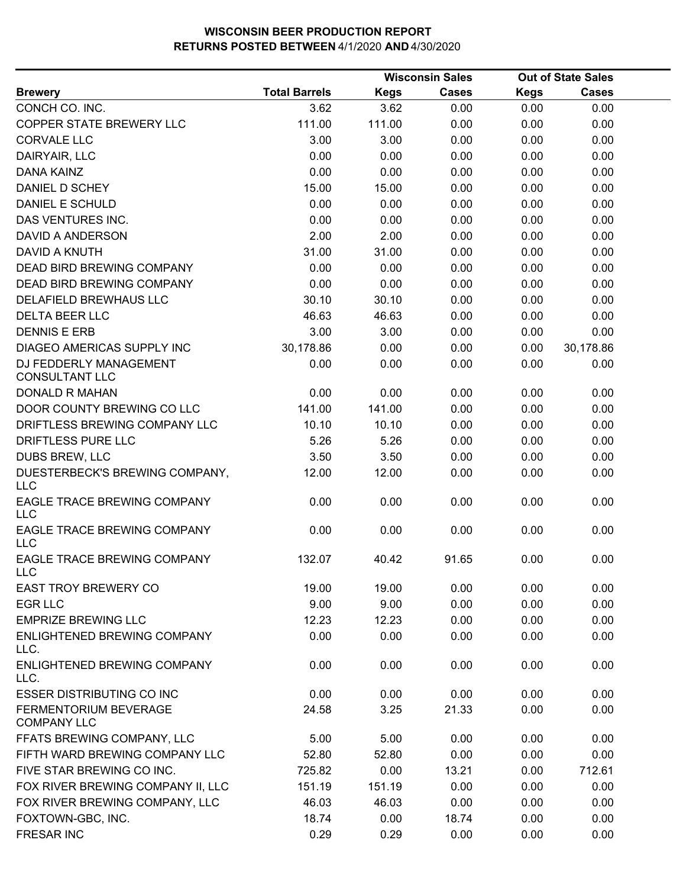**WISCONSIN BEER PRODUCTION REPORT**
**RETURNS POSTED BETWEEN 4/1/2020 AND 4/30/2020**

| | | Wisconsin Sales | | Out of State Sales | |
|---|---|---|---|---|---|
| **Brewery** | **Total Barrels** | **Kegs** | **Cases** | **Kegs** | **Cases** |
| CONCH CO. INC. | 3.62 | 3.62 | 0.00 | 0.00 | 0.00 |
| COPPER STATE BREWERY LLC | 111.00 | 111.00 | 0.00 | 0.00 | 0.00 |
| CORVALE LLC | 3.00 | 3.00 | 0.00 | 0.00 | 0.00 |
| DAIRYAIR, LLC | 0.00 | 0.00 | 0.00 | 0.00 | 0.00 |
| DANA KAINZ | 0.00 | 0.00 | 0.00 | 0.00 | 0.00 |
| DANIEL D SCHEY | 15.00 | 15.00 | 0.00 | 0.00 | 0.00 |
| DANIEL E SCHULD | 0.00 | 0.00 | 0.00 | 0.00 | 0.00 |
| DAS VENTURES INC. | 0.00 | 0.00 | 0.00 | 0.00 | 0.00 |
| DAVID A ANDERSON | 2.00 | 2.00 | 0.00 | 0.00 | 0.00 |
| DAVID A KNUTH | 31.00 | 31.00 | 0.00 | 0.00 | 0.00 |
| DEAD BIRD BREWING COMPANY | 0.00 | 0.00 | 0.00 | 0.00 | 0.00 |
| DEAD BIRD BREWING COMPANY | 0.00 | 0.00 | 0.00 | 0.00 | 0.00 |
| DELAFIELD BREWHAUS LLC | 30.10 | 30.10 | 0.00 | 0.00 | 0.00 |
| DELTA BEER LLC | 46.63 | 46.63 | 0.00 | 0.00 | 0.00 |
| DENNIS E ERB | 3.00 | 3.00 | 0.00 | 0.00 | 0.00 |
| DIAGEO AMERICAS SUPPLY INC | 30,178.86 | 0.00 | 0.00 | 0.00 | 30,178.86 |
| DJ FEDDERLY MANAGEMENT CONSULTANT LLC | 0.00 | 0.00 | 0.00 | 0.00 | 0.00 |
| DONALD R MAHAN | 0.00 | 0.00 | 0.00 | 0.00 | 0.00 |
| DOOR COUNTY BREWING CO LLC | 141.00 | 141.00 | 0.00 | 0.00 | 0.00 |
| DRIFTLESS BREWING COMPANY LLC | 10.10 | 10.10 | 0.00 | 0.00 | 0.00 |
| DRIFTLESS PURE LLC | 5.26 | 5.26 | 0.00 | 0.00 | 0.00 |
| DUBS BREW, LLC | 3.50 | 3.50 | 0.00 | 0.00 | 0.00 |
| DUESTERBECK'S BREWING COMPANY, LLC | 12.00 | 12.00 | 0.00 | 0.00 | 0.00 |
| EAGLE TRACE BREWING COMPANY LLC | 0.00 | 0.00 | 0.00 | 0.00 | 0.00 |
| EAGLE TRACE BREWING COMPANY LLC | 0.00 | 0.00 | 0.00 | 0.00 | 0.00 |
| EAGLE TRACE BREWING COMPANY LLC | 132.07 | 40.42 | 91.65 | 0.00 | 0.00 |
| EAST TROY BREWERY CO | 19.00 | 19.00 | 0.00 | 0.00 | 0.00 |
| EGR LLC | 9.00 | 9.00 | 0.00 | 0.00 | 0.00 |
| EMPRIZE BREWING LLC | 12.23 | 12.23 | 0.00 | 0.00 | 0.00 |
| ENLIGHTENED BREWING COMPANY LLC. | 0.00 | 0.00 | 0.00 | 0.00 | 0.00 |
| ENLIGHTENED BREWING COMPANY LLC. | 0.00 | 0.00 | 0.00 | 0.00 | 0.00 |
| ESSER DISTRIBUTING CO INC | 0.00 | 0.00 | 0.00 | 0.00 | 0.00 |
| FERMENTORIUM BEVERAGE COMPANY LLC | 24.58 | 3.25 | 21.33 | 0.00 | 0.00 |
| FFATS BREWING COMPANY, LLC | 5.00 | 5.00 | 0.00 | 0.00 | 0.00 |
| FIFTH WARD BREWING COMPANY LLC | 52.80 | 52.80 | 0.00 | 0.00 | 0.00 |
| FIVE STAR BREWING CO INC. | 725.82 | 0.00 | 13.21 | 0.00 | 712.61 |
| FOX RIVER BREWING COMPANY II, LLC | 151.19 | 151.19 | 0.00 | 0.00 | 0.00 |
| FOX RIVER BREWING COMPANY, LLC | 46.03 | 46.03 | 0.00 | 0.00 | 0.00 |
| FOXTOWN-GBC, INC. | 18.74 | 0.00 | 18.74 | 0.00 | 0.00 |
| FRESAR INC | 0.29 | 0.29 | 0.00 | 0.00 | 0.00 |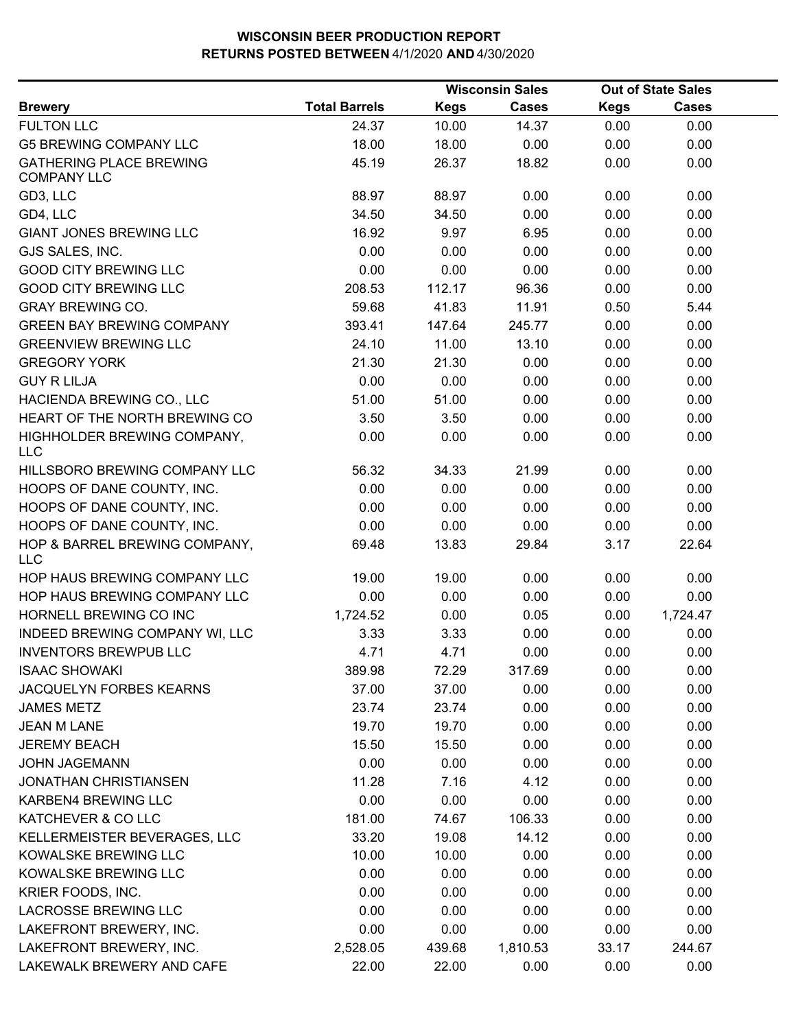**WISCONSIN BEER PRODUCTION REPORT**
**RETURNS POSTED BETWEEN** 4/1/2020 **AND** 4/30/2020

| Brewery | Total Barrels | Wisconsin Sales Kegs | Wisconsin Sales Cases | Out of State Sales Kegs | Out of State Sales Cases |
|---|---|---|---|---|---|
| FULTON LLC | 24.37 | 10.00 | 14.37 | 0.00 | 0.00 |
| G5 BREWING COMPANY LLC | 18.00 | 18.00 | 0.00 | 0.00 | 0.00 |
| GATHERING PLACE BREWING COMPANY LLC | 45.19 | 26.37 | 18.82 | 0.00 | 0.00 |
| GD3, LLC | 88.97 | 88.97 | 0.00 | 0.00 | 0.00 |
| GD4, LLC | 34.50 | 34.50 | 0.00 | 0.00 | 0.00 |
| GIANT JONES BREWING LLC | 16.92 | 9.97 | 6.95 | 0.00 | 0.00 |
| GJS SALES, INC. | 0.00 | 0.00 | 0.00 | 0.00 | 0.00 |
| GOOD CITY BREWING LLC | 0.00 | 0.00 | 0.00 | 0.00 | 0.00 |
| GOOD CITY BREWING LLC | 208.53 | 112.17 | 96.36 | 0.00 | 0.00 |
| GRAY BREWING CO. | 59.68 | 41.83 | 11.91 | 0.50 | 5.44 |
| GREEN BAY BREWING COMPANY | 393.41 | 147.64 | 245.77 | 0.00 | 0.00 |
| GREENVIEW BREWING LLC | 24.10 | 11.00 | 13.10 | 0.00 | 0.00 |
| GREGORY YORK | 21.30 | 21.30 | 0.00 | 0.00 | 0.00 |
| GUY R LILJA | 0.00 | 0.00 | 0.00 | 0.00 | 0.00 |
| HACIENDA BREWING CO., LLC | 51.00 | 51.00 | 0.00 | 0.00 | 0.00 |
| HEART OF THE NORTH BREWING CO | 3.50 | 3.50 | 0.00 | 0.00 | 0.00 |
| HIGHHOLDER BREWING COMPANY, LLC | 0.00 | 0.00 | 0.00 | 0.00 | 0.00 |
| HILLSBORO BREWING COMPANY LLC | 56.32 | 34.33 | 21.99 | 0.00 | 0.00 |
| HOOPS OF DANE COUNTY, INC. | 0.00 | 0.00 | 0.00 | 0.00 | 0.00 |
| HOOPS OF DANE COUNTY, INC. | 0.00 | 0.00 | 0.00 | 0.00 | 0.00 |
| HOOPS OF DANE COUNTY, INC. | 0.00 | 0.00 | 0.00 | 0.00 | 0.00 |
| HOP & BARREL BREWING COMPANY, LLC | 69.48 | 13.83 | 29.84 | 3.17 | 22.64 |
| HOP HAUS BREWING COMPANY LLC | 19.00 | 19.00 | 0.00 | 0.00 | 0.00 |
| HOP HAUS BREWING COMPANY LLC | 0.00 | 0.00 | 0.00 | 0.00 | 0.00 |
| HORNELL BREWING CO INC | 1,724.52 | 0.00 | 0.05 | 0.00 | 1,724.47 |
| INDEED BREWING COMPANY WI, LLC | 3.33 | 3.33 | 0.00 | 0.00 | 0.00 |
| INVENTORS BREWPUB LLC | 4.71 | 4.71 | 0.00 | 0.00 | 0.00 |
| ISAAC SHOWAKI | 389.98 | 72.29 | 317.69 | 0.00 | 0.00 |
| JACQUELYN FORBES KEARNS | 37.00 | 37.00 | 0.00 | 0.00 | 0.00 |
| JAMES METZ | 23.74 | 23.74 | 0.00 | 0.00 | 0.00 |
| JEAN M LANE | 19.70 | 19.70 | 0.00 | 0.00 | 0.00 |
| JEREMY BEACH | 15.50 | 15.50 | 0.00 | 0.00 | 0.00 |
| JOHN JAGEMANN | 0.00 | 0.00 | 0.00 | 0.00 | 0.00 |
| JONATHAN CHRISTIANSEN | 11.28 | 7.16 | 4.12 | 0.00 | 0.00 |
| KARBEN4 BREWING LLC | 0.00 | 0.00 | 0.00 | 0.00 | 0.00 |
| KATCHEVER & CO LLC | 181.00 | 74.67 | 106.33 | 0.00 | 0.00 |
| KELLERMEISTER BEVERAGES, LLC | 33.20 | 19.08 | 14.12 | 0.00 | 0.00 |
| KOWALSKE BREWING LLC | 10.00 | 10.00 | 0.00 | 0.00 | 0.00 |
| KOWALSKE BREWING LLC | 0.00 | 0.00 | 0.00 | 0.00 | 0.00 |
| KRIER FOODS, INC. | 0.00 | 0.00 | 0.00 | 0.00 | 0.00 |
| LACROSSE BREWING LLC | 0.00 | 0.00 | 0.00 | 0.00 | 0.00 |
| LAKEFRONT BREWERY, INC. | 0.00 | 0.00 | 0.00 | 0.00 | 0.00 |
| LAKEFRONT BREWERY, INC. | 2,528.05 | 439.68 | 1,810.53 | 33.17 | 244.67 |
| LAKEWALK BREWERY AND CAFE | 22.00 | 22.00 | 0.00 | 0.00 | 0.00 |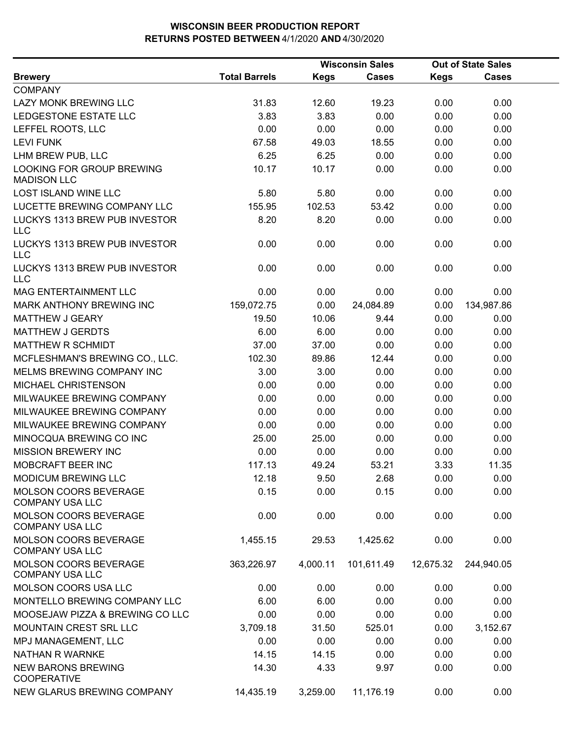# WISCONSIN BEER PRODUCTION REPORT
## RETURNS POSTED BETWEEN 4/1/2020 AND 4/30/2020

| Brewery | Total Barrels | Wisconsin Sales Kegs | Wisconsin Sales Cases | Out of State Sales Kegs | Out of State Sales Cases |
|---|---|---|---|---|---|
| COMPANY | | | | | |
| LAZY MONK BREWING LLC | 31.83 | 12.60 | 19.23 | 0.00 | 0.00 |
| LEDGESTONE ESTATE LLC | 3.83 | 3.83 | 0.00 | 0.00 | 0.00 |
| LEFFEL ROOTS, LLC | 0.00 | 0.00 | 0.00 | 0.00 | 0.00 |
| LEVI FUNK | 67.58 | 49.03 | 18.55 | 0.00 | 0.00 |
| LHM BREW PUB, LLC | 6.25 | 6.25 | 0.00 | 0.00 | 0.00 |
| LOOKING FOR GROUP BREWING MADISON LLC | 10.17 | 10.17 | 0.00 | 0.00 | 0.00 |
| LOST ISLAND WINE LLC | 5.80 | 5.80 | 0.00 | 0.00 | 0.00 |
| LUCETTE BREWING COMPANY LLC | 155.95 | 102.53 | 53.42 | 0.00 | 0.00 |
| LUCKYS 1313 BREW PUB INVESTOR LLC | 8.20 | 8.20 | 0.00 | 0.00 | 0.00 |
| LUCKYS 1313 BREW PUB INVESTOR LLC | 0.00 | 0.00 | 0.00 | 0.00 | 0.00 |
| LUCKYS 1313 BREW PUB INVESTOR LLC | 0.00 | 0.00 | 0.00 | 0.00 | 0.00 |
| MAG ENTERTAINMENT LLC | 0.00 | 0.00 | 0.00 | 0.00 | 0.00 |
| MARK ANTHONY BREWING INC | 159,072.75 | 0.00 | 24,084.89 | 0.00 | 134,987.86 |
| MATTHEW J GEARY | 19.50 | 10.06 | 9.44 | 0.00 | 0.00 |
| MATTHEW J GERDTS | 6.00 | 6.00 | 0.00 | 0.00 | 0.00 |
| MATTHEW R SCHMIDT | 37.00 | 37.00 | 0.00 | 0.00 | 0.00 |
| MCFLESHMAN'S BREWING CO., LLC. | 102.30 | 89.86 | 12.44 | 0.00 | 0.00 |
| MELMS BREWING COMPANY INC | 3.00 | 3.00 | 0.00 | 0.00 | 0.00 |
| MICHAEL CHRISTENSON | 0.00 | 0.00 | 0.00 | 0.00 | 0.00 |
| MILWAUKEE BREWING COMPANY | 0.00 | 0.00 | 0.00 | 0.00 | 0.00 |
| MILWAUKEE BREWING COMPANY | 0.00 | 0.00 | 0.00 | 0.00 | 0.00 |
| MILWAUKEE BREWING COMPANY | 0.00 | 0.00 | 0.00 | 0.00 | 0.00 |
| MINOCQUA BREWING CO INC | 25.00 | 25.00 | 0.00 | 0.00 | 0.00 |
| MISSION BREWERY INC | 0.00 | 0.00 | 0.00 | 0.00 | 0.00 |
| MOBCRAFT BEER INC | 117.13 | 49.24 | 53.21 | 3.33 | 11.35 |
| MODICUM BREWING LLC | 12.18 | 9.50 | 2.68 | 0.00 | 0.00 |
| MOLSON COORS BEVERAGE COMPANY USA LLC | 0.15 | 0.00 | 0.15 | 0.00 | 0.00 |
| MOLSON COORS BEVERAGE COMPANY USA LLC | 0.00 | 0.00 | 0.00 | 0.00 | 0.00 |
| MOLSON COORS BEVERAGE COMPANY USA LLC | 1,455.15 | 29.53 | 1,425.62 | 0.00 | 0.00 |
| MOLSON COORS BEVERAGE COMPANY USA LLC | 363,226.97 | 4,000.11 | 101,611.49 | 12,675.32 | 244,940.05 |
| MOLSON COORS USA LLC | 0.00 | 0.00 | 0.00 | 0.00 | 0.00 |
| MONTELLO BREWING COMPANY LLC | 6.00 | 6.00 | 0.00 | 0.00 | 0.00 |
| MOOSEJAW PIZZA & BREWING CO LLC | 0.00 | 0.00 | 0.00 | 0.00 | 0.00 |
| MOUNTAIN CREST SRL LLC | 3,709.18 | 31.50 | 525.01 | 0.00 | 3,152.67 |
| MPJ MANAGEMENT, LLC | 0.00 | 0.00 | 0.00 | 0.00 | 0.00 |
| NATHAN R WARNKE | 14.15 | 14.15 | 0.00 | 0.00 | 0.00 |
| NEW BARONS BREWING COOPERATIVE | 14.30 | 4.33 | 9.97 | 0.00 | 0.00 |
| NEW GLARUS BREWING COMPANY | 14,435.19 | 3,259.00 | 11,176.19 | 0.00 | 0.00 |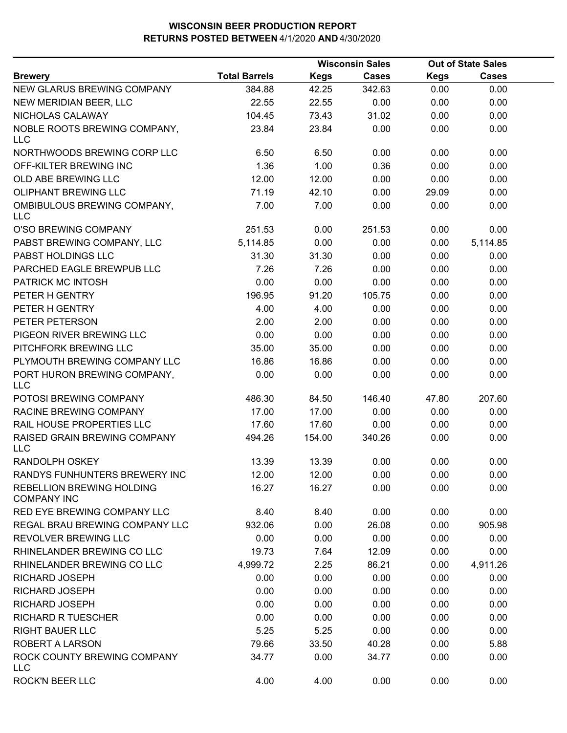# WISCONSIN BEER PRODUCTION REPORT
## RETURNS POSTED BETWEEN 4/1/2020 AND 4/30/2020

| | | Wisconsin Sales | | Out of State Sales | |
|---|---|---|---|---|---|
| **Brewery** | **Total Barrels** | **Kegs** | **Cases** | **Kegs** | **Cases** |
| NEW GLARUS BREWING COMPANY | 384.88 | 42.25 | 342.63 | 0.00 | 0.00 |
| NEW MERIDIAN BEER, LLC | 22.55 | 22.55 | 0.00 | 0.00 | 0.00 |
| NICHOLAS CALAWAY | 104.45 | 73.43 | 31.02 | 0.00 | 0.00 |
| NOBLE ROOTS BREWING COMPANY, LLC | 23.84 | 23.84 | 0.00 | 0.00 | 0.00 |
| NORTHWOODS BREWING CORP LLC | 6.50 | 6.50 | 0.00 | 0.00 | 0.00 |
| OFF-KILTER BREWING INC | 1.36 | 1.00 | 0.36 | 0.00 | 0.00 |
| OLD ABE BREWING LLC | 12.00 | 12.00 | 0.00 | 0.00 | 0.00 |
| OLIPHANT BREWING LLC | 71.19 | 42.10 | 0.00 | 29.09 | 0.00 |
| OMBIBULOUS BREWING COMPANY, LLC | 7.00 | 7.00 | 0.00 | 0.00 | 0.00 |
| O'SO BREWING COMPANY | 251.53 | 0.00 | 251.53 | 0.00 | 0.00 |
| PABST BREWING COMPANY, LLC | 5,114.85 | 0.00 | 0.00 | 0.00 | 5,114.85 |
| PABST HOLDINGS LLC | 31.30 | 31.30 | 0.00 | 0.00 | 0.00 |
| PARCHED EAGLE BREWPUB LLC | 7.26 | 7.26 | 0.00 | 0.00 | 0.00 |
| PATRICK MC INTOSH | 0.00 | 0.00 | 0.00 | 0.00 | 0.00 |
| PETER H GENTRY | 196.95 | 91.20 | 105.75 | 0.00 | 0.00 |
| PETER H GENTRY | 4.00 | 4.00 | 0.00 | 0.00 | 0.00 |
| PETER PETERSON | 2.00 | 2.00 | 0.00 | 0.00 | 0.00 |
| PIGEON RIVER BREWING LLC | 0.00 | 0.00 | 0.00 | 0.00 | 0.00 |
| PITCHFORK BREWING LLC | 35.00 | 35.00 | 0.00 | 0.00 | 0.00 |
| PLYMOUTH BREWING COMPANY LLC | 16.86 | 16.86 | 0.00 | 0.00 | 0.00 |
| PORT HURON BREWING COMPANY, LLC | 0.00 | 0.00 | 0.00 | 0.00 | 0.00 |
| POTOSI BREWING COMPANY | 486.30 | 84.50 | 146.40 | 47.80 | 207.60 |
| RACINE BREWING COMPANY | 17.00 | 17.00 | 0.00 | 0.00 | 0.00 |
| RAIL HOUSE PROPERTIES LLC | 17.60 | 17.60 | 0.00 | 0.00 | 0.00 |
| RAISED GRAIN BREWING COMPANY LLC | 494.26 | 154.00 | 340.26 | 0.00 | 0.00 |
| RANDOLPH OSKEY | 13.39 | 13.39 | 0.00 | 0.00 | 0.00 |
| RANDYS FUNHUNTERS BREWERY INC | 12.00 | 12.00 | 0.00 | 0.00 | 0.00 |
| REBELLION BREWING HOLDING COMPANY INC | 16.27 | 16.27 | 0.00 | 0.00 | 0.00 |
| RED EYE BREWING COMPANY LLC | 8.40 | 8.40 | 0.00 | 0.00 | 0.00 |
| REGAL BRAU BREWING COMPANY LLC | 932.06 | 0.00 | 26.08 | 0.00 | 905.98 |
| REVOLVER BREWING LLC | 0.00 | 0.00 | 0.00 | 0.00 | 0.00 |
| RHINELANDER BREWING CO LLC | 19.73 | 7.64 | 12.09 | 0.00 | 0.00 |
| RHINELANDER BREWING CO LLC | 4,999.72 | 2.25 | 86.21 | 0.00 | 4,911.26 |
| RICHARD JOSEPH | 0.00 | 0.00 | 0.00 | 0.00 | 0.00 |
| RICHARD JOSEPH | 0.00 | 0.00 | 0.00 | 0.00 | 0.00 |
| RICHARD JOSEPH | 0.00 | 0.00 | 0.00 | 0.00 | 0.00 |
| RICHARD R TUESCHER | 0.00 | 0.00 | 0.00 | 0.00 | 0.00 |
| RIGHT BAUER LLC | 5.25 | 5.25 | 0.00 | 0.00 | 0.00 |
| ROBERT A LARSON | 79.66 | 33.50 | 40.28 | 0.00 | 5.88 |
| ROCK COUNTY BREWING COMPANY LLC | 34.77 | 0.00 | 34.77 | 0.00 | 0.00 |
| ROCK'N BEER LLC | 4.00 | 4.00 | 0.00 | 0.00 | 0.00 |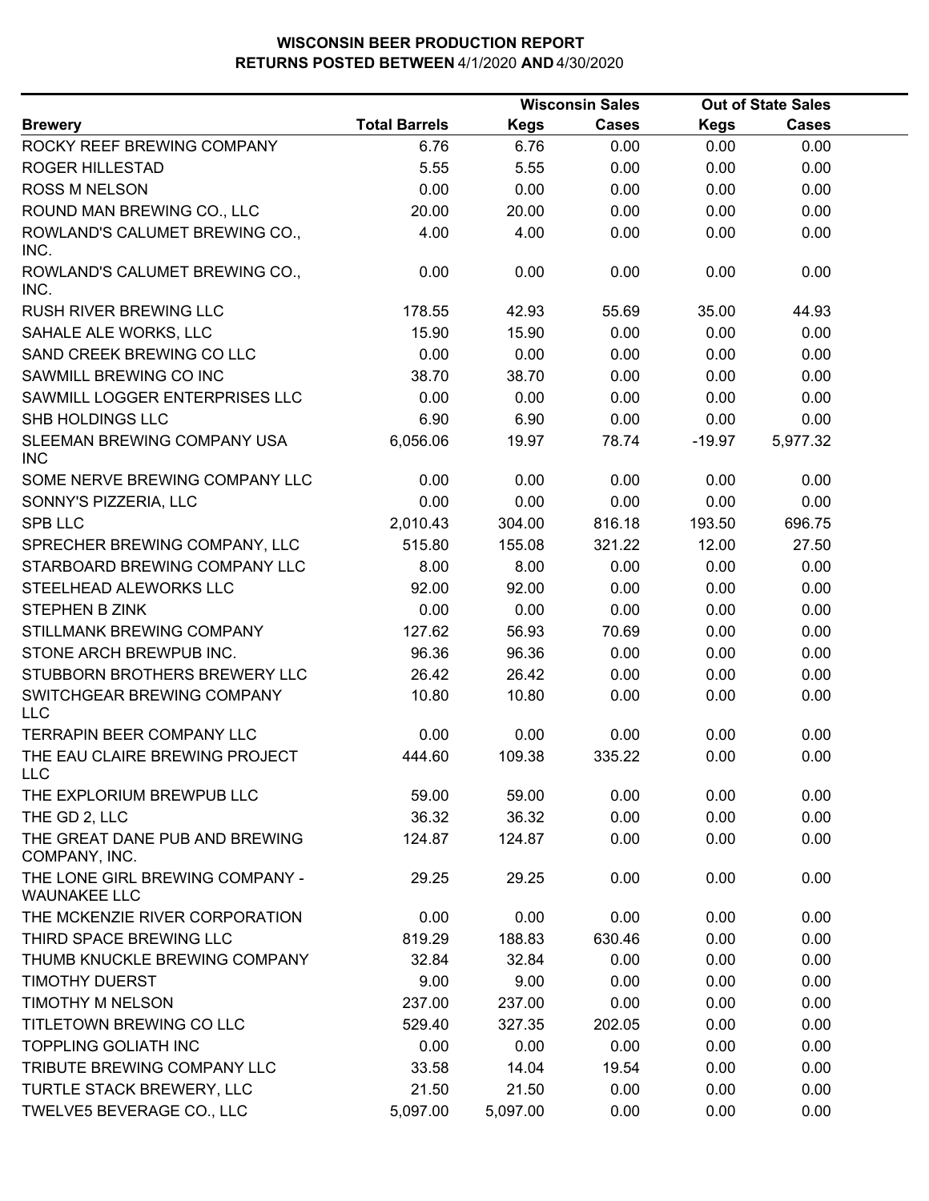# WISCONSIN BEER PRODUCTION REPORT
## RETURNS POSTED BETWEEN 4/1/2020 AND 4/30/2020

| | | Wisconsin Sales | | Out of State Sales | |
|---|---|---|---|---|---|
| **Brewery** | **Total Barrels** | **Kegs** | **Cases** | **Kegs** | **Cases** |
| ROCKY REEF BREWING COMPANY | 6.76 | 6.76 | 0.00 | 0.00 | 0.00 |
| ROGER HILLESTAD | 5.55 | 5.55 | 0.00 | 0.00 | 0.00 |
| ROSS M NELSON | 0.00 | 0.00 | 0.00 | 0.00 | 0.00 |
| ROUND MAN BREWING CO., LLC | 20.00 | 20.00 | 0.00 | 0.00 | 0.00 |
| ROWLAND'S CALUMET BREWING CO., INC. | 4.00 | 4.00 | 0.00 | 0.00 | 0.00 |
| ROWLAND'S CALUMET BREWING CO., INC. | 0.00 | 0.00 | 0.00 | 0.00 | 0.00 |
| RUSH RIVER BREWING LLC | 178.55 | 42.93 | 55.69 | 35.00 | 44.93 |
| SAHALE ALE WORKS, LLC | 15.90 | 15.90 | 0.00 | 0.00 | 0.00 |
| SAND CREEK BREWING CO LLC | 0.00 | 0.00 | 0.00 | 0.00 | 0.00 |
| SAWMILL BREWING CO INC | 38.70 | 38.70 | 0.00 | 0.00 | 0.00 |
| SAWMILL LOGGER ENTERPRISES LLC | 0.00 | 0.00 | 0.00 | 0.00 | 0.00 |
| SHB HOLDINGS LLC | 6.90 | 6.90 | 0.00 | 0.00 | 0.00 |
| SLEEMAN BREWING COMPANY USA INC | 6,056.06 | 19.97 | 78.74 | -19.97 | 5,977.32 |
| SOME NERVE BREWING COMPANY LLC | 0.00 | 0.00 | 0.00 | 0.00 | 0.00 |
| SONNY'S PIZZERIA, LLC | 0.00 | 0.00 | 0.00 | 0.00 | 0.00 |
| SPB LLC | 2,010.43 | 304.00 | 816.18 | 193.50 | 696.75 |
| SPRECHER BREWING COMPANY, LLC | 515.80 | 155.08 | 321.22 | 12.00 | 27.50 |
| STARBOARD BREWING COMPANY LLC | 8.00 | 8.00 | 0.00 | 0.00 | 0.00 |
| STEELHEAD ALEWORKS LLC | 92.00 | 92.00 | 0.00 | 0.00 | 0.00 |
| STEPHEN B ZINK | 0.00 | 0.00 | 0.00 | 0.00 | 0.00 |
| STILLMANK BREWING COMPANY | 127.62 | 56.93 | 70.69 | 0.00 | 0.00 |
| STONE ARCH BREWPUB INC. | 96.36 | 96.36 | 0.00 | 0.00 | 0.00 |
| STUBBORN BROTHERS BREWERY LLC | 26.42 | 26.42 | 0.00 | 0.00 | 0.00 |
| SWITCHGEAR BREWING COMPANY LLC | 10.80 | 10.80 | 0.00 | 0.00 | 0.00 |
| TERRAPIN BEER COMPANY LLC | 0.00 | 0.00 | 0.00 | 0.00 | 0.00 |
| THE EAU CLAIRE BREWING PROJECT LLC | 444.60 | 109.38 | 335.22 | 0.00 | 0.00 |
| THE EXPLORIUM BREWPUB LLC | 59.00 | 59.00 | 0.00 | 0.00 | 0.00 |
| THE GD 2, LLC | 36.32 | 36.32 | 0.00 | 0.00 | 0.00 |
| THE GREAT DANE PUB AND BREWING COMPANY, INC. | 124.87 | 124.87 | 0.00 | 0.00 | 0.00 |
| THE LONE GIRL BREWING COMPANY - WAUNAKEE LLC | 29.25 | 29.25 | 0.00 | 0.00 | 0.00 |
| THE MCKENZIE RIVER CORPORATION | 0.00 | 0.00 | 0.00 | 0.00 | 0.00 |
| THIRD SPACE BREWING LLC | 819.29 | 188.83 | 630.46 | 0.00 | 0.00 |
| THUMB KNUCKLE BREWING COMPANY | 32.84 | 32.84 | 0.00 | 0.00 | 0.00 |
| TIMOTHY DUERST | 9.00 | 9.00 | 0.00 | 0.00 | 0.00 |
| TIMOTHY M NELSON | 237.00 | 237.00 | 0.00 | 0.00 | 0.00 |
| TITLETOWN BREWING CO LLC | 529.40 | 327.35 | 202.05 | 0.00 | 0.00 |
| TOPPLING GOLIATH INC | 0.00 | 0.00 | 0.00 | 0.00 | 0.00 |
| TRIBUTE BREWING COMPANY LLC | 33.58 | 14.04 | 19.54 | 0.00 | 0.00 |
| TURTLE STACK BREWERY, LLC | 21.50 | 21.50 | 0.00 | 0.00 | 0.00 |
| TWELVE5 BEVERAGE CO., LLC | 5,097.00 | 5,097.00 | 0.00 | 0.00 | 0.00 |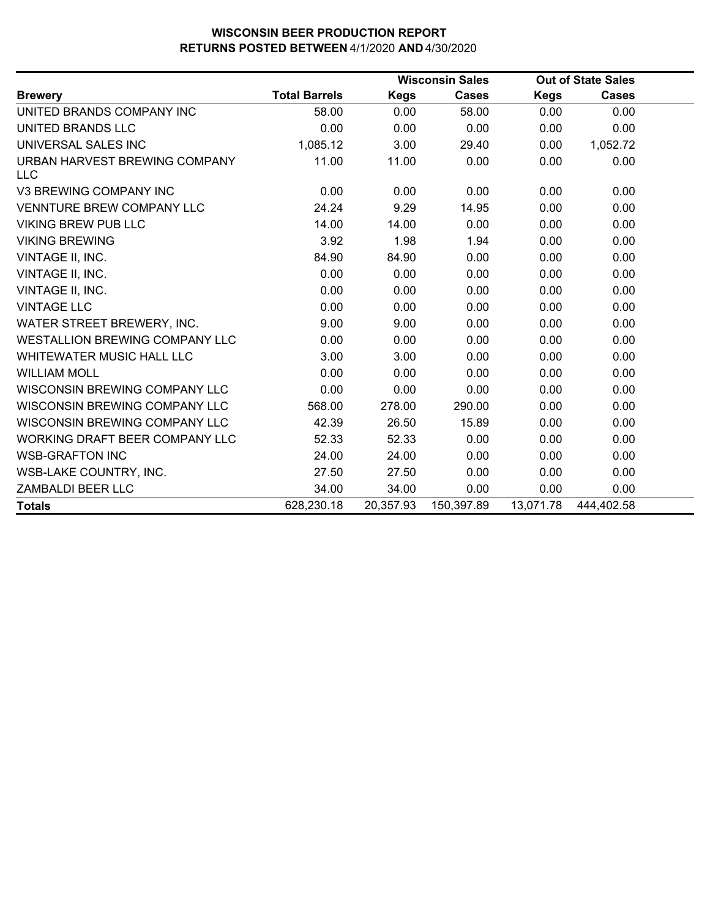**WISCONSIN BEER PRODUCTION REPORT**
**RETURNS POSTED BETWEEN 4/1/2020 AND 4/30/2020**

| | | Wisconsin Sales | | Out of State Sales | |
|---|---|---|---|---|---|
| **Brewery** | **Total Barrels** | **Kegs** | **Cases** | **Kegs** | **Cases** |
| UNITED BRANDS COMPANY INC | 58.00 | 0.00 | 58.00 | 0.00 | 0.00 |
| UNITED BRANDS LLC | 0.00 | 0.00 | 0.00 | 0.00 | 0.00 |
| UNIVERSAL SALES INC | 1,085.12 | 3.00 | 29.40 | 0.00 | 1,052.72 |
| URBAN HARVEST BREWING COMPANY LLC | 11.00 | 11.00 | 0.00 | 0.00 | 0.00 |
| V3 BREWING COMPANY INC | 0.00 | 0.00 | 0.00 | 0.00 | 0.00 |
| VENNTURE BREW COMPANY LLC | 24.24 | 9.29 | 14.95 | 0.00 | 0.00 |
| VIKING BREW PUB LLC | 14.00 | 14.00 | 0.00 | 0.00 | 0.00 |
| VIKING BREWING | 3.92 | 1.98 | 1.94 | 0.00 | 0.00 |
| VINTAGE II, INC. | 84.90 | 84.90 | 0.00 | 0.00 | 0.00 |
| VINTAGE II, INC. | 0.00 | 0.00 | 0.00 | 0.00 | 0.00 |
| VINTAGE II, INC. | 0.00 | 0.00 | 0.00 | 0.00 | 0.00 |
| VINTAGE LLC | 0.00 | 0.00 | 0.00 | 0.00 | 0.00 |
| WATER STREET BREWERY, INC. | 9.00 | 9.00 | 0.00 | 0.00 | 0.00 |
| WESTALLION BREWING COMPANY LLC | 0.00 | 0.00 | 0.00 | 0.00 | 0.00 |
| WHITEWATER MUSIC HALL LLC | 3.00 | 3.00 | 0.00 | 0.00 | 0.00 |
| WILLIAM MOLL | 0.00 | 0.00 | 0.00 | 0.00 | 0.00 |
| WISCONSIN BREWING COMPANY LLC | 0.00 | 0.00 | 0.00 | 0.00 | 0.00 |
| WISCONSIN BREWING COMPANY LLC | 568.00 | 278.00 | 290.00 | 0.00 | 0.00 |
| WISCONSIN BREWING COMPANY LLC | 42.39 | 26.50 | 15.89 | 0.00 | 0.00 |
| WORKING DRAFT BEER COMPANY LLC | 52.33 | 52.33 | 0.00 | 0.00 | 0.00 |
| WSB-GRAFTON INC | 24.00 | 24.00 | 0.00 | 0.00 | 0.00 |
| WSB-LAKE COUNTRY, INC. | 27.50 | 27.50 | 0.00 | 0.00 | 0.00 |
| ZAMBALDI BEER LLC | 34.00 | 34.00 | 0.00 | 0.00 | 0.00 |
| **Totals** | 628,230.18 | 20,357.93 | 150,397.89 | 13,071.78 | 444,402.58 |